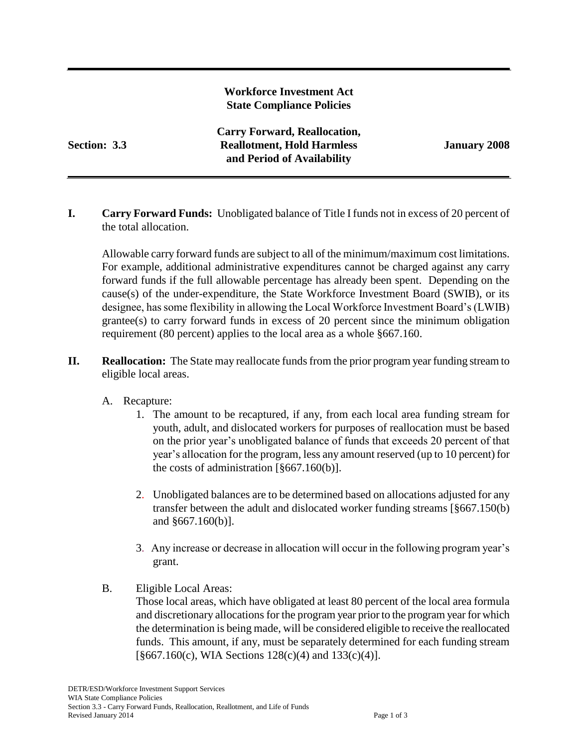**Workforce Investment Act**
**State Compliance Policies**

| **Section: 3.3** | **Carry Forward, Reallocation, Reallotment, Hold Harmless and Period of Availability** | **January 2008** |
|---|---|---|

**I. Carry Forward Funds:** Unobligated balance of Title I funds not in excess of 20 percent of the total allocation.

Allowable carry forward funds are subject to all of the minimum/maximum cost limitations. For example, additional administrative expenditures cannot be charged against any carry forward funds if the full allowable percentage has already been spent. Depending on the cause(s) of the under-expenditure, the State Workforce Investment Board (SWIB), or its designee, has some flexibility in allowing the Local Workforce Investment Board's (LWIB) grantee(s) to carry forward funds in excess of 20 percent since the minimum obligation requirement (80 percent) applies to the local area as a whole §667.160.

**II. Reallocation:** The State may reallocate funds from the prior program year funding stream to eligible local areas.

A. Recapture:

1. The amount to be recaptured, if any, from each local area funding stream for youth, adult, and dislocated workers for purposes of reallocation must be based on the prior year's unobligated balance of funds that exceeds 20 percent of that year's allocation for the program, less any amount reserved (up to 10 percent) for the costs of administration [§667.160(b)].

2. Unobligated balances are to be determined based on allocations adjusted for any transfer between the adult and dislocated worker funding streams [§667.150(b) and §667.160(b)].

3. Any increase or decrease in allocation will occur in the following program year's grant.

B. Eligible Local Areas:

Those local areas, which have obligated at least 80 percent of the local area formula and discretionary allocations for the program year prior to the program year for which the determination is being made, will be considered eligible to receive the reallocated funds. This amount, if any, must be separately determined for each funding stream [§667.160(c), WIA Sections 128(c)(4) and 133(c)(4)].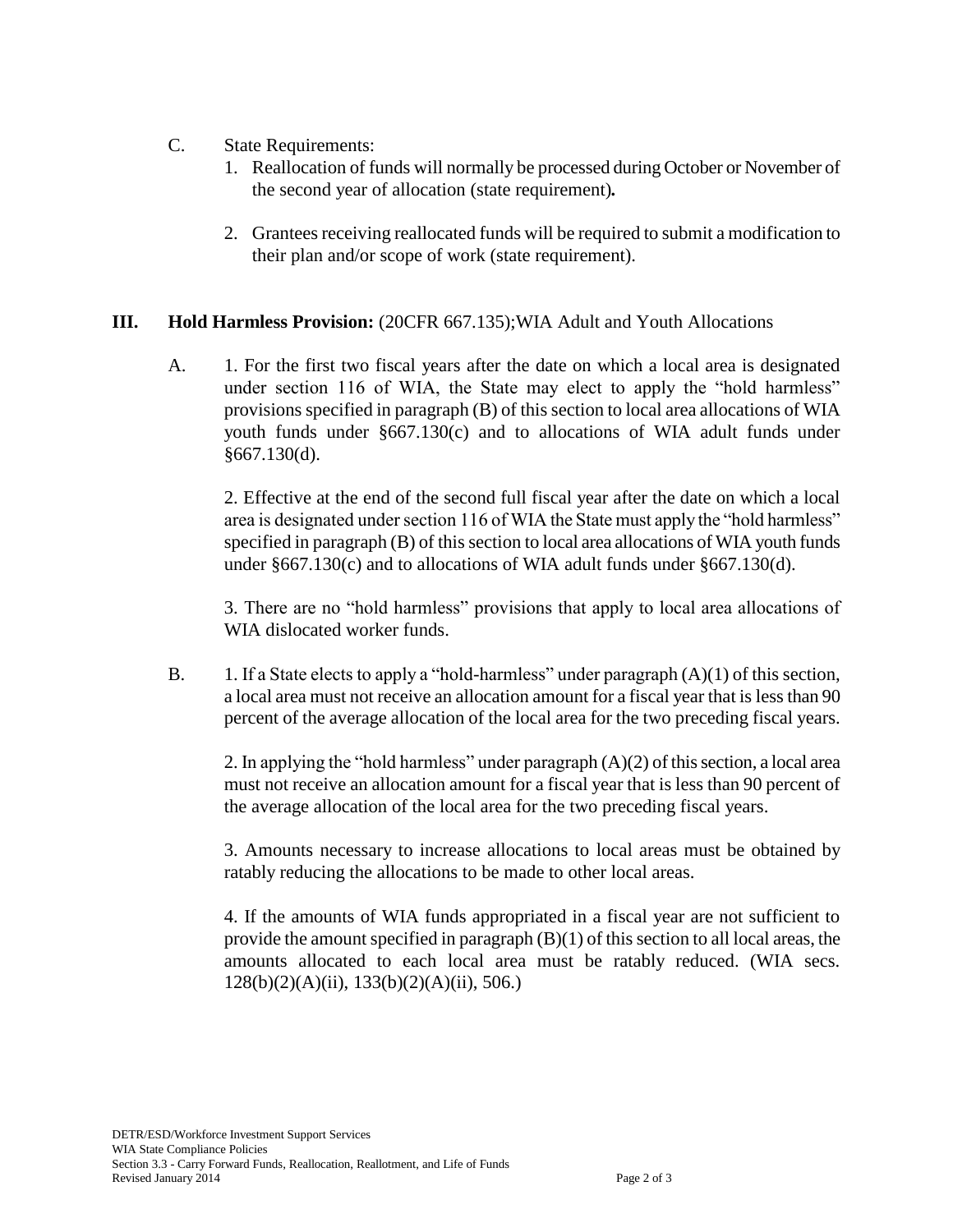C. State Requirements:

1. Reallocation of funds will normally be processed during October or November of the second year of allocation (state requirement)**.**

2. Grantees receiving reallocated funds will be required to submit a modification to their plan and/or scope of work (state requirement).

## III. Hold Harmless Provision: (20CFR 667.135);WIA Adult and Youth Allocations

A. 1. For the first two fiscal years after the date on which a local area is designated under section 116 of WIA, the State may elect to apply the "hold harmless" provisions specified in paragraph (B) of this section to local area allocations of WIA youth funds under §667.130(c) and to allocations of WIA adult funds under §667.130(d).

2. Effective at the end of the second full fiscal year after the date on which a local area is designated under section 116 of WIA the State must apply the "hold harmless" specified in paragraph (B) of this section to local area allocations of WIA youth funds under §667.130(c) and to allocations of WIA adult funds under §667.130(d).

3. There are no "hold harmless" provisions that apply to local area allocations of WIA dislocated worker funds.

B. 1. If a State elects to apply a "hold-harmless" under paragraph (A)(1) of this section, a local area must not receive an allocation amount for a fiscal year that is less than 90 percent of the average allocation of the local area for the two preceding fiscal years.

2. In applying the "hold harmless" under paragraph (A)(2) of this section, a local area must not receive an allocation amount for a fiscal year that is less than 90 percent of the average allocation of the local area for the two preceding fiscal years.

3. Amounts necessary to increase allocations to local areas must be obtained by ratably reducing the allocations to be made to other local areas.

4. If the amounts of WIA funds appropriated in a fiscal year are not sufficient to provide the amount specified in paragraph (B)(1) of this section to all local areas, the amounts allocated to each local area must be ratably reduced. (WIA secs. 128(b)(2)(A)(ii), 133(b)(2)(A)(ii), 506.)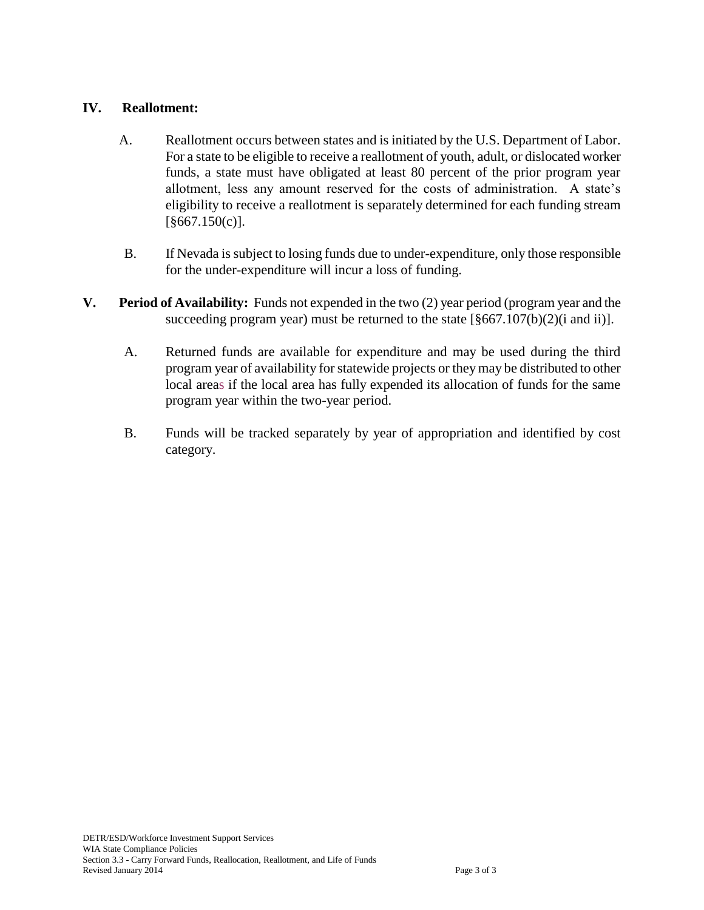## IV. Reallotment:

A. Reallotment occurs between states and is initiated by the U.S. Department of Labor. For a state to be eligible to receive a reallotment of youth, adult, or dislocated worker funds, a state must have obligated at least 80 percent of the prior program year allotment, less any amount reserved for the costs of administration. A state's eligibility to receive a reallotment is separately determined for each funding stream [§667.150(c)].

B. If Nevada is subject to losing funds due to under-expenditure, only those responsible for the under-expenditure will incur a loss of funding.

## V. Period of Availability:

Funds not expended in the two (2) year period (program year and the succeeding program year) must be returned to the state [§667.107(b)(2)(i and ii)].

A. Returned funds are available for expenditure and may be used during the third program year of availability for statewide projects or they may be distributed to other local areas if the local area has fully expended its allocation of funds for the same program year within the two-year period.

B. Funds will be tracked separately by year of appropriation and identified by cost category.